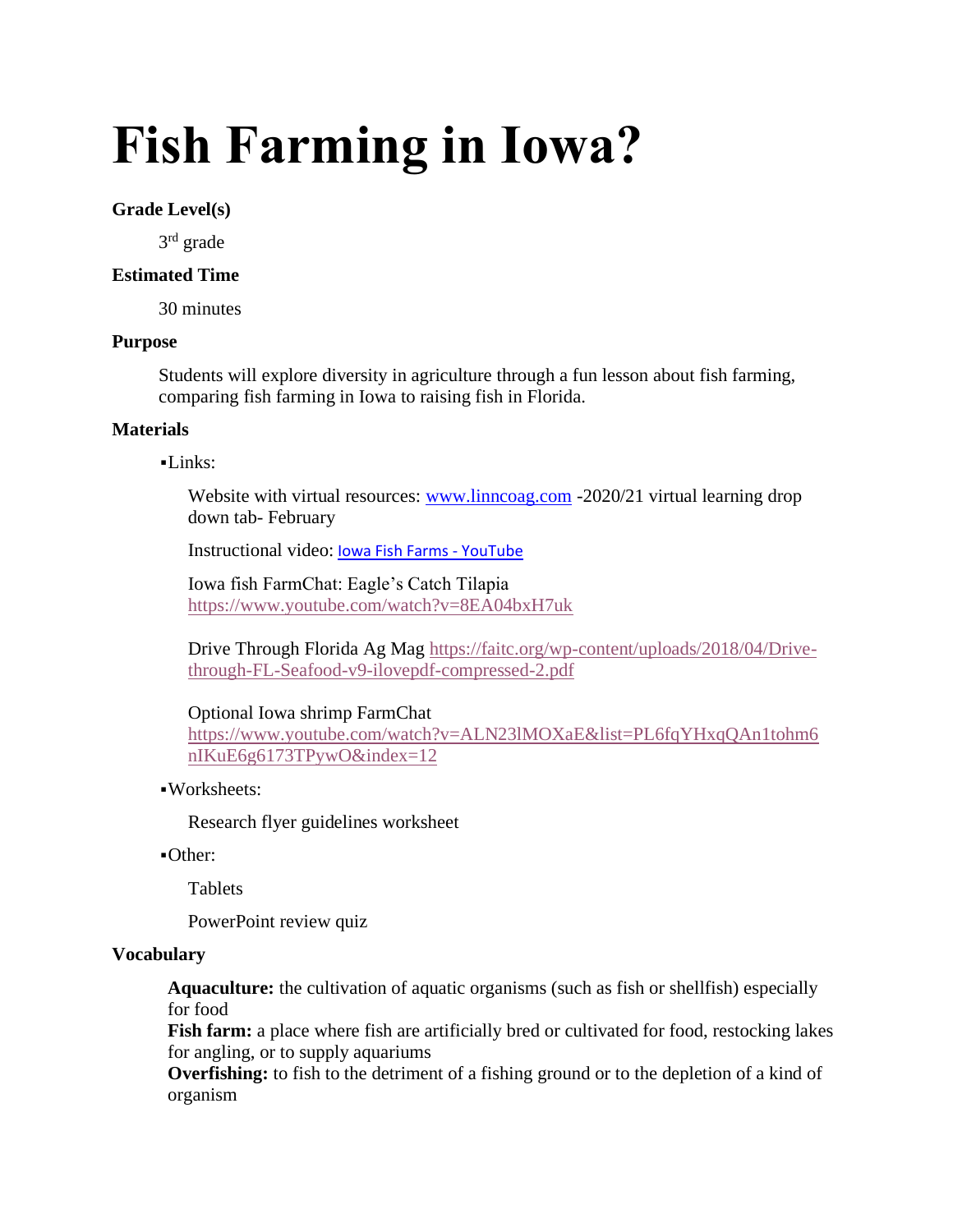# Fish Farming in Iowa?

**Grade Level(s)**

3rd grade

**Estimated Time**

30 minutes

**Purpose**

Students will explore diversity in agriculture through a fun lesson about fish farming, comparing fish farming in Iowa to raising fish in Florida.

**Materials**

▪Links:

Website with virtual resources: www.linncoag.com -2020/21 virtual learning drop down tab- February

Instructional video: Iowa Fish Farms - YouTube

Iowa fish FarmChat: Eagle's Catch Tilapia https://www.youtube.com/watch?v=8EA04bxH7uk

Drive Through Florida Ag Mag https://faitc.org/wp-content/uploads/2018/04/Drive-through-FL-Seafood-v9-ilovepdf-compressed-2.pdf

Optional Iowa shrimp FarmChat https://www.youtube.com/watch?v=ALN23lMOXaE&list=PL6fqYHxqQAn1tohm6nIKuE6g6173TPywO&index=12

▪Worksheets:

Research flyer guidelines worksheet

▪Other:

Tablets

PowerPoint review quiz

**Vocabulary**

**Aquaculture:** the cultivation of aquatic organisms (such as fish or shellfish) especially for food
**Fish farm:** a place where fish are artificially bred or cultivated for food, restocking lakes for angling, or to supply aquariums
**Overfishing:** to fish to the detriment of a fishing ground or to the depletion of a kind of organism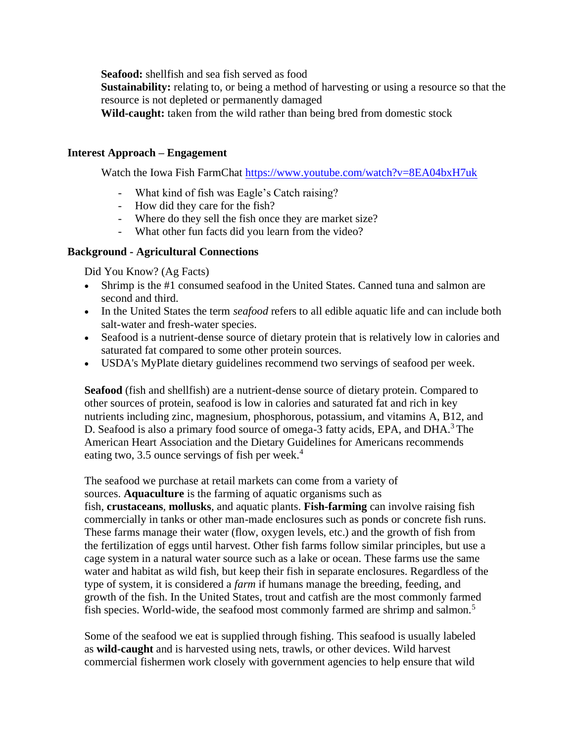**Seafood:** shellfish and sea fish served as food
**Sustainability:** relating to, or being a method of harvesting or using a resource so that the resource is not depleted or permanently damaged
**Wild-caught:** taken from the wild rather than being bred from domestic stock

## Interest Approach – Engagement

Watch the Iowa Fish FarmChat https://www.youtube.com/watch?v=8EA04bxH7uk

- What kind of fish was Eagle's Catch raising?
- How did they care for the fish?
- Where do they sell the fish once they are market size?
- What other fun facts did you learn from the video?

## Background - Agricultural Connections

Did You Know? (Ag Facts)

- Shrimp is the #1 consumed seafood in the United States. Canned tuna and salmon are second and third.
- In the United States the term *seafood* refers to all edible aquatic life and can include both salt-water and fresh-water species.
- Seafood is a nutrient-dense source of dietary protein that is relatively low in calories and saturated fat compared to some other protein sources.
- USDA's MyPlate dietary guidelines recommend two servings of seafood per week.

**Seafood** (fish and shellfish) are a nutrient-dense source of dietary protein. Compared to other sources of protein, seafood is low in calories and saturated fat and rich in key nutrients including zinc, magnesium, phosphorous, potassium, and vitamins A, B12, and D. Seafood is also a primary food source of omega-3 fatty acids, EPA, and DHA.[3] The American Heart Association and the Dietary Guidelines for Americans recommends eating two, 3.5 ounce servings of fish per week.[4]

The seafood we purchase at retail markets can come from a variety of sources. **Aquaculture** is the farming of aquatic organisms such as fish, **crustaceans**, **mollusks**, and aquatic plants. **Fish-farming** can involve raising fish commercially in tanks or other man-made enclosures such as ponds or concrete fish runs. These farms manage their water (flow, oxygen levels, etc.) and the growth of fish from the fertilization of eggs until harvest. Other fish farms follow similar principles, but use a cage system in a natural water source such as a lake or ocean. These farms use the same water and habitat as wild fish, but keep their fish in separate enclosures. Regardless of the type of system, it is considered a *farm* if humans manage the breeding, feeding, and growth of the fish. In the United States, trout and catfish are the most commonly farmed fish species. World-wide, the seafood most commonly farmed are shrimp and salmon.[5]

Some of the seafood we eat is supplied through fishing. This seafood is usually labeled as **wild-caught** and is harvested using nets, trawls, or other devices. Wild harvest commercial fishermen work closely with government agencies to help ensure that wild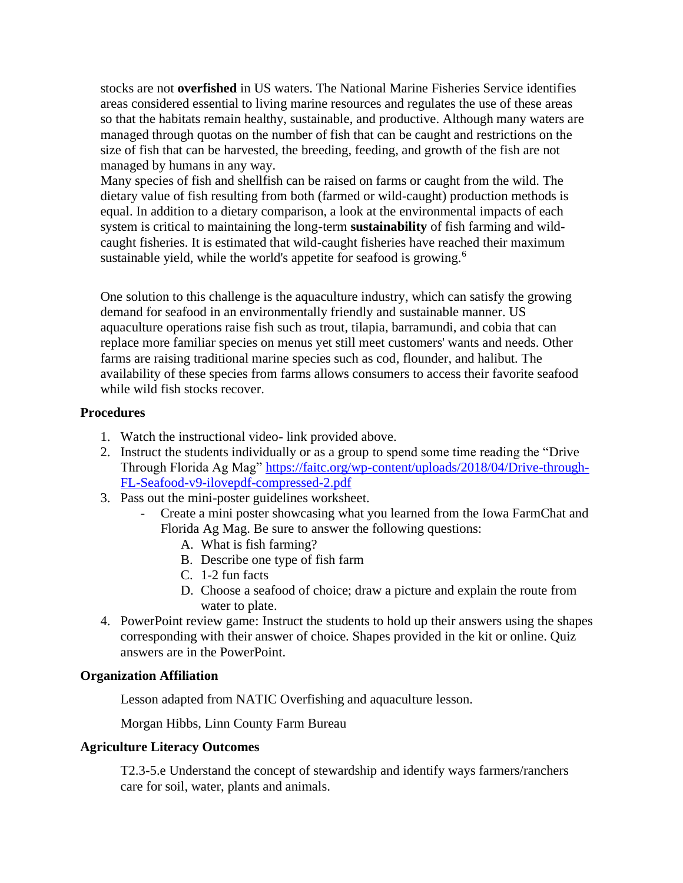stocks are not **overfished** in US waters. The National Marine Fisheries Service identifies areas considered essential to living marine resources and regulates the use of these areas so that the habitats remain healthy, sustainable, and productive. Although many waters are managed through quotas on the number of fish that can be caught and restrictions on the size of fish that can be harvested, the breeding, feeding, and growth of the fish are not managed by humans in any way.
Many species of fish and shellfish can be raised on farms or caught from the wild. The dietary value of fish resulting from both (farmed or wild-caught) production methods is equal. In addition to a dietary comparison, a look at the environmental impacts of each system is critical to maintaining the long-term **sustainability** of fish farming and wild-caught fisheries. It is estimated that wild-caught fisheries have reached their maximum sustainable yield, while the world's appetite for seafood is growing.[6]

One solution to this challenge is the aquaculture industry, which can satisfy the growing demand for seafood in an environmentally friendly and sustainable manner. US aquaculture operations raise fish such as trout, tilapia, barramundi, and cobia that can replace more familiar species on menus yet still meet customers' wants and needs. Other farms are raising traditional marine species such as cod, flounder, and halibut. The availability of these species from farms allows consumers to access their favorite seafood while wild fish stocks recover.

**Procedures**

1. Watch the instructional video- link provided above.
2. Instruct the students individually or as a group to spend some time reading the "Drive Through Florida Ag Mag" https://faitc.org/wp-content/uploads/2018/04/Drive-through-FL-Seafood-v9-ilovepdf-compressed-2.pdf
3. Pass out the mini-poster guidelines worksheet.
   - Create a mini poster showcasing what you learned from the Iowa FarmChat and Florida Ag Mag. Be sure to answer the following questions:
     A. What is fish farming?
     B. Describe one type of fish farm
     C. 1-2 fun facts
     D. Choose a seafood of choice; draw a picture and explain the route from water to plate.
4. PowerPoint review game: Instruct the students to hold up their answers using the shapes corresponding with their answer of choice. Shapes provided in the kit or online. Quiz answers are in the PowerPoint.

**Organization Affiliation**

Lesson adapted from NATIC Overfishing and aquaculture lesson.

Morgan Hibbs, Linn County Farm Bureau

**Agriculture Literacy Outcomes**

T2.3-5.e Understand the concept of stewardship and identify ways farmers/ranchers care for soil, water, plants and animals.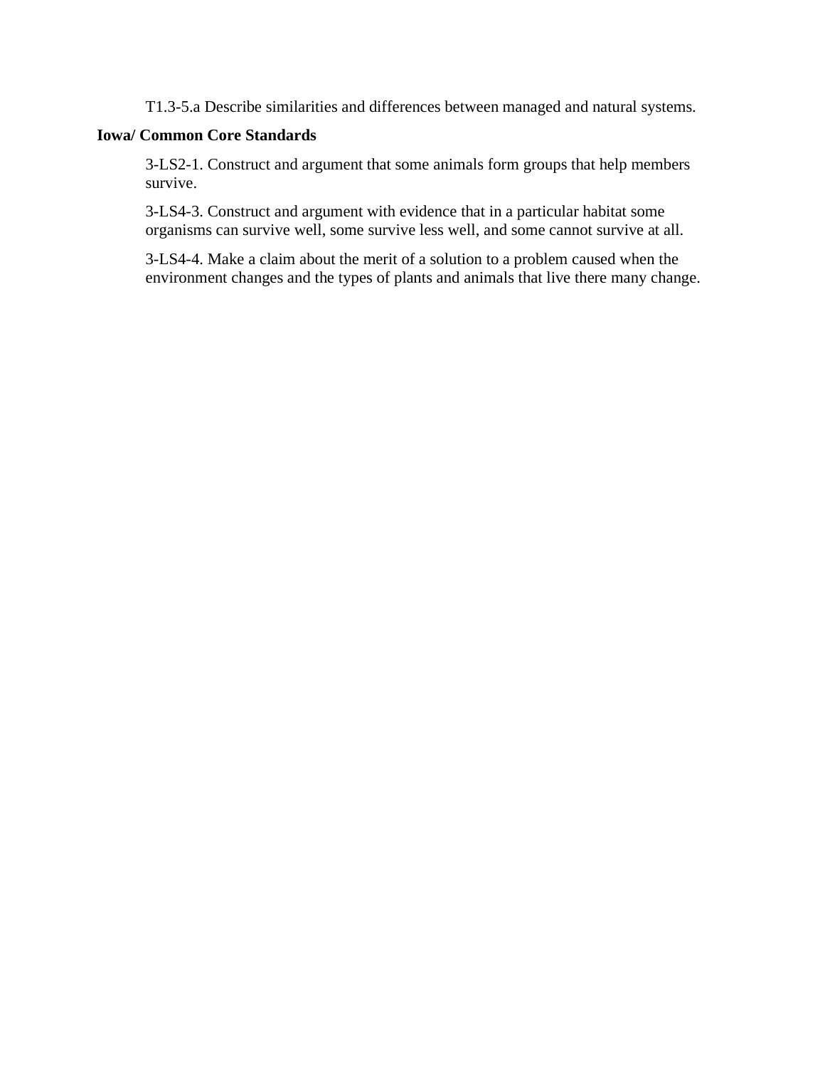T1.3-5.a Describe similarities and differences between managed and natural systems.

**Iowa/ Common Core Standards**

3-LS2-1. Construct and argument that some animals form groups that help members survive.

3-LS4-3. Construct and argument with evidence that in a particular habitat some organisms can survive well, some survive less well, and some cannot survive at all.

3-LS4-4. Make a claim about the merit of a solution to a problem caused when the environment changes and the types of plants and animals that live there many change.